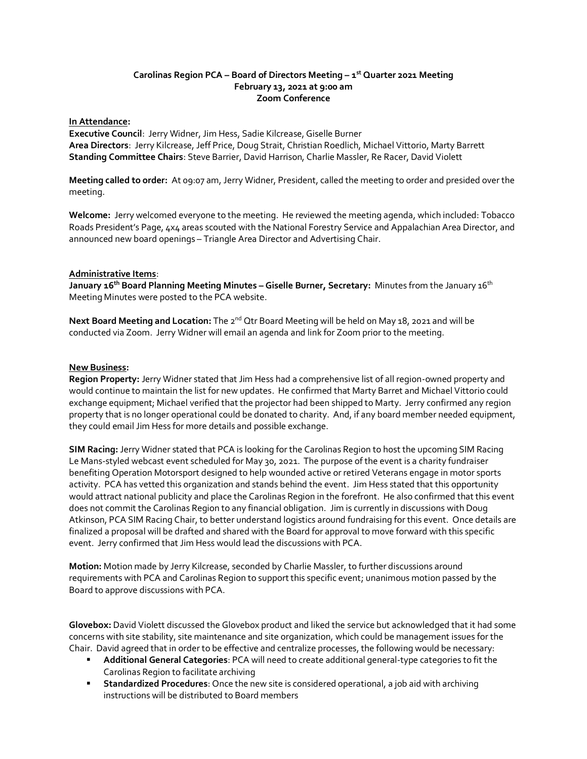**Carolinas Region PCA – Board of Directors Meeting – 1st Quarter 2021 Meeting**
**February 13, 2021 at 9:00 am**
**Zoom Conference**

**In Attendance:**
**Executive Council**: Jerry Widner, Jim Hess, Sadie Kilcrease, Giselle Burner
**Area Directors**: Jerry Kilcrease, Jeff Price, Doug Strait, Christian Roedlich, Michael Vittorio, Marty Barrett
**Standing Committee Chairs**: Steve Barrier, David Harrison, Charlie Massler, Re Racer, David Violett

**Meeting called to order:** At 09:07 am, Jerry Widner, President, called the meeting to order and presided over the meeting.

**Welcome:** Jerry welcomed everyone to the meeting. He reviewed the meeting agenda, which included: Tobacco Roads President's Page, 4x4 areas scouted with the National Forestry Service and Appalachian Area Director, and announced new board openings – Triangle Area Director and Advertising Chair.

**Administrative Items**:
**January 16th Board Planning Meeting Minutes – Giselle Burner, Secretary:** Minutes from the January 16th Meeting Minutes were posted to the PCA website.

**Next Board Meeting and Location:** The 2nd Qtr Board Meeting will be held on May 18, 2021 and will be conducted via Zoom. Jerry Widner will email an agenda and link for Zoom prior to the meeting.

**New Business:**
**Region Property:** Jerry Widner stated that Jim Hess had a comprehensive list of all region-owned property and would continue to maintain the list for new updates. He confirmed that Marty Barret and Michael Vittorio could exchange equipment; Michael verified that the projector had been shipped to Marty. Jerry confirmed any region property that is no longer operational could be donated to charity. And, if any board member needed equipment, they could email Jim Hess for more details and possible exchange.

**SIM Racing:** Jerry Widner stated that PCA is looking for the Carolinas Region to host the upcoming SIM Racing Le Mans-styled webcast event scheduled for May 30, 2021. The purpose of the event is a charity fundraiser benefiting Operation Motorsport designed to help wounded active or retired Veterans engage in motor sports activity. PCA has vetted this organization and stands behind the event. Jim Hess stated that this opportunity would attract national publicity and place the Carolinas Region in the forefront. He also confirmed that this event does not commit the Carolinas Region to any financial obligation. Jim is currently in discussions with Doug Atkinson, PCA SIM Racing Chair, to better understand logistics around fundraising for this event. Once details are finalized a proposal will be drafted and shared with the Board for approval to move forward with this specific event. Jerry confirmed that Jim Hess would lead the discussions with PCA.

**Motion:** Motion made by Jerry Kilcrease, seconded by Charlie Massler, to further discussions around requirements with PCA and Carolinas Region to support this specific event; unanimous motion passed by the Board to approve discussions with PCA.

**Glovebox:** David Violett discussed the Glovebox product and liked the service but acknowledged that it had some concerns with site stability, site maintenance and site organization, which could be management issues for the Chair. David agreed that in order to be effective and centralize processes, the following would be necessary:

- **Additional General Categories**: PCA will need to create additional general-type categories to fit the Carolinas Region to facilitate archiving
- **Standardized Procedures**: Once the new site is considered operational, a job aid with archiving instructions will be distributed to Board members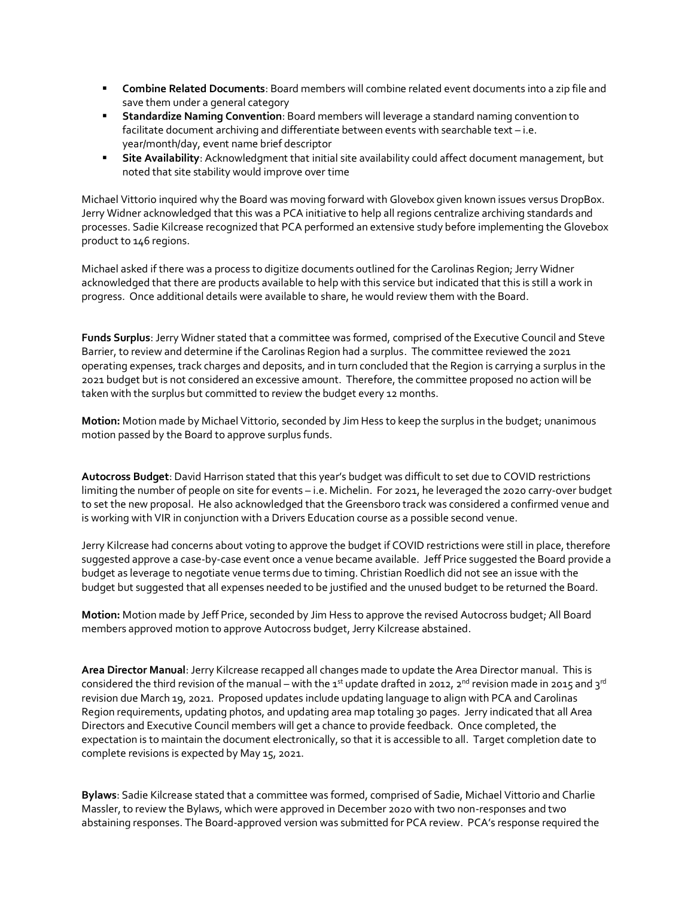- **Combine Related Documents**: Board members will combine related event documents into a zip file and save them under a general category
- **Standardize Naming Convention**: Board members will leverage a standard naming convention to facilitate document archiving and differentiate between events with searchable text – i.e. year/month/day, event name brief descriptor
- **Site Availability**: Acknowledgment that initial site availability could affect document management, but noted that site stability would improve over time

Michael Vittorio inquired why the Board was moving forward with Glovebox given known issues versus DropBox. Jerry Widner acknowledged that this was a PCA initiative to help all regions centralize archiving standards and processes. Sadie Kilcrease recognized that PCA performed an extensive study before implementing the Glovebox product to 146 regions.

Michael asked if there was a process to digitize documents outlined for the Carolinas Region; Jerry Widner acknowledged that there are products available to help with this service but indicated that this is still a work in progress. Once additional details were available to share, he would review them with the Board.

**Funds Surplus**: Jerry Widner stated that a committee was formed, comprised of the Executive Council and Steve Barrier, to review and determine if the Carolinas Region had a surplus. The committee reviewed the 2021 operating expenses, track charges and deposits, and in turn concluded that the Region is carrying a surplus in the 2021 budget but is not considered an excessive amount. Therefore, the committee proposed no action will be taken with the surplus but committed to review the budget every 12 months.

**Motion:** Motion made by Michael Vittorio, seconded by Jim Hess to keep the surplus in the budget; unanimous motion passed by the Board to approve surplus funds.

**Autocross Budget**: David Harrison stated that this year's budget was difficult to set due to COVID restrictions limiting the number of people on site for events – i.e. Michelin. For 2021, he leveraged the 2020 carry-over budget to set the new proposal. He also acknowledged that the Greensboro track was considered a confirmed venue and is working with VIR in conjunction with a Drivers Education course as a possible second venue.

Jerry Kilcrease had concerns about voting to approve the budget if COVID restrictions were still in place, therefore suggested approve a case-by-case event once a venue became available. Jeff Price suggested the Board provide a budget as leverage to negotiate venue terms due to timing. Christian Roedlich did not see an issue with the budget but suggested that all expenses needed to be justified and the unused budget to be returned the Board.

**Motion:** Motion made by Jeff Price, seconded by Jim Hess to approve the revised Autocross budget; All Board members approved motion to approve Autocross budget, Jerry Kilcrease abstained.

**Area Director Manual**: Jerry Kilcrease recapped all changes made to update the Area Director manual. This is considered the third revision of the manual – with the 1st update drafted in 2012, 2nd revision made in 2015 and 3rd revision due March 19, 2021. Proposed updates include updating language to align with PCA and Carolinas Region requirements, updating photos, and updating area map totaling 30 pages. Jerry indicated that all Area Directors and Executive Council members will get a chance to provide feedback. Once completed, the expectation is to maintain the document electronically, so that it is accessible to all. Target completion date to complete revisions is expected by May 15, 2021.

**Bylaws**: Sadie Kilcrease stated that a committee was formed, comprised of Sadie, Michael Vittorio and Charlie Massler, to review the Bylaws, which were approved in December 2020 with two non-responses and two abstaining responses. The Board-approved version was submitted for PCA review. PCA's response required the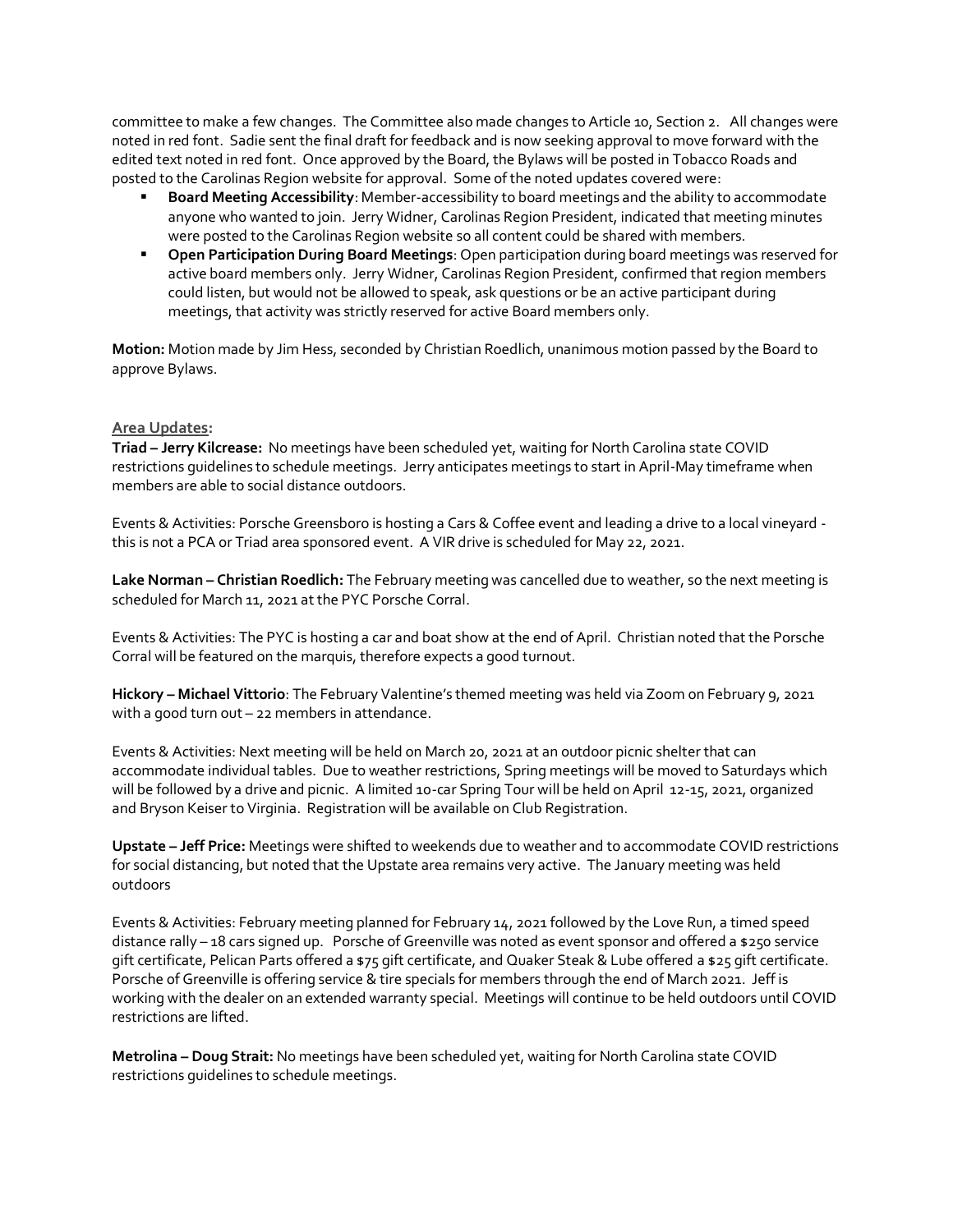committee to make a few changes. The Committee also made changes to Article 10, Section 2. All changes were noted in red font. Sadie sent the final draft for feedback and is now seeking approval to move forward with the edited text noted in red font. Once approved by the Board, the Bylaws will be posted in Tobacco Roads and posted to the Carolinas Region website for approval. Some of the noted updates covered were:

- **Board Meeting Accessibility**: Member-accessibility to board meetings and the ability to accommodate anyone who wanted to join. Jerry Widner, Carolinas Region President, indicated that meeting minutes were posted to the Carolinas Region website so all content could be shared with members.
- **Open Participation During Board Meetings**: Open participation during board meetings was reserved for active board members only. Jerry Widner, Carolinas Region President, confirmed that region members could listen, but would not be allowed to speak, ask questions or be an active participant during meetings, that activity was strictly reserved for active Board members only.

**Motion:** Motion made by Jim Hess, seconded by Christian Roedlich, unanimous motion passed by the Board to approve Bylaws.

## Area Updates:

**Triad – Jerry Kilcrease:** No meetings have been scheduled yet, waiting for North Carolina state COVID restrictions guidelines to schedule meetings. Jerry anticipates meetings to start in April-May timeframe when members are able to social distance outdoors.

Events & Activities: Porsche Greensboro is hosting a Cars & Coffee event and leading a drive to a local vineyard - this is not a PCA or Triad area sponsored event. A VIR drive is scheduled for May 22, 2021.

**Lake Norman – Christian Roedlich:** The February meeting was cancelled due to weather, so the next meeting is scheduled for March 11, 2021 at the PYC Porsche Corral.

Events & Activities: The PYC is hosting a car and boat show at the end of April. Christian noted that the Porsche Corral will be featured on the marquis, therefore expects a good turnout.

**Hickory – Michael Vittorio**: The February Valentine's themed meeting was held via Zoom on February 9, 2021 with a good turn out – 22 members in attendance.

Events & Activities: Next meeting will be held on March 20, 2021 at an outdoor picnic shelter that can accommodate individual tables. Due to weather restrictions, Spring meetings will be moved to Saturdays which will be followed by a drive and picnic. A limited 10-car Spring Tour will be held on April 12-15, 2021, organized and Bryson Keiser to Virginia. Registration will be available on Club Registration.

**Upstate – Jeff Price:** Meetings were shifted to weekends due to weather and to accommodate COVID restrictions for social distancing, but noted that the Upstate area remains very active. The January meeting was held outdoors

Events & Activities: February meeting planned for February 14, 2021 followed by the Love Run, a timed speed distance rally – 18 cars signed up. Porsche of Greenville was noted as event sponsor and offered a $250 service gift certificate, Pelican Parts offered a $75 gift certificate, and Quaker Steak & Lube offered a $25 gift certificate. Porsche of Greenville is offering service & tire specials for members through the end of March 2021. Jeff is working with the dealer on an extended warranty special. Meetings will continue to be held outdoors until COVID restrictions are lifted.

**Metrolina – Doug Strait:** No meetings have been scheduled yet, waiting for North Carolina state COVID restrictions guidelines to schedule meetings.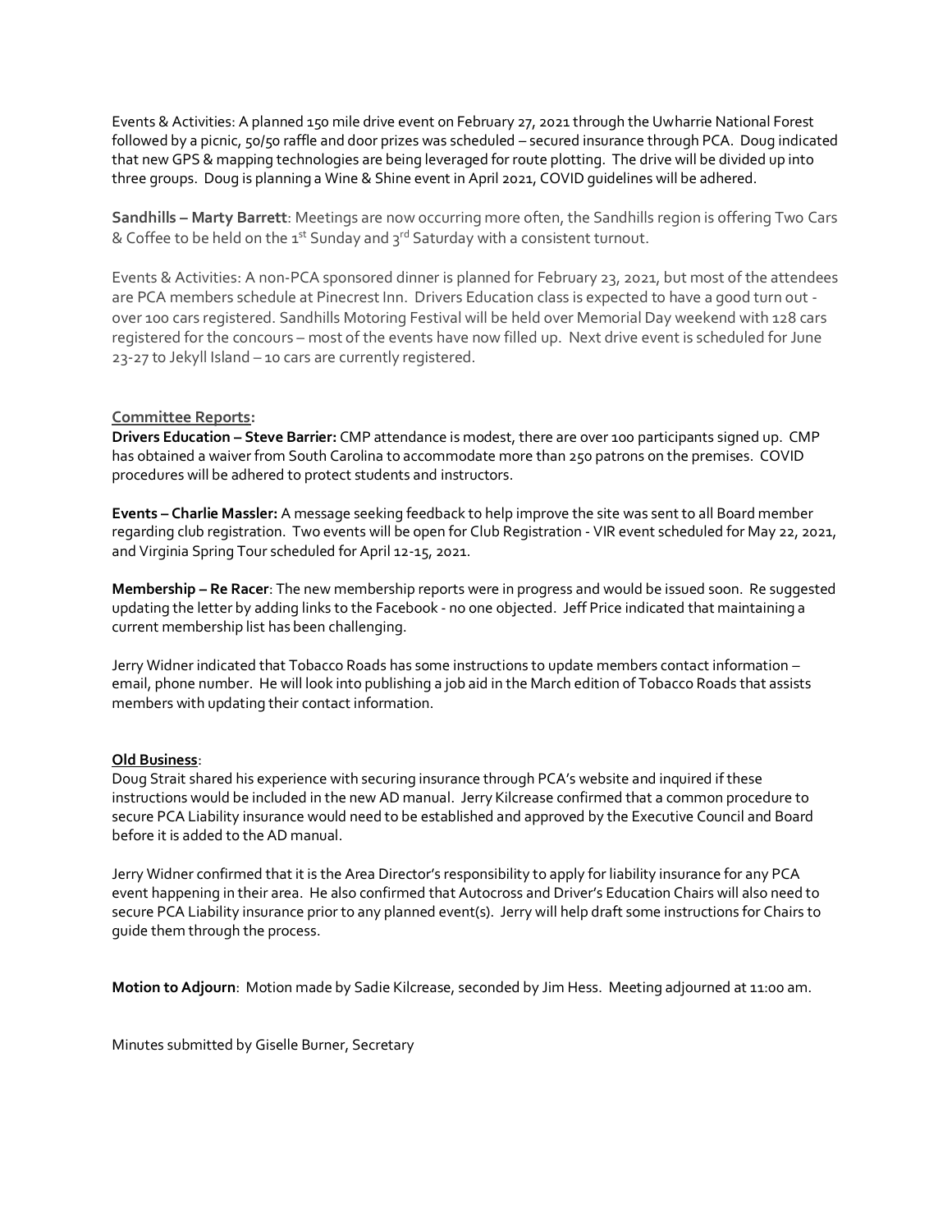Events & Activities: A planned 150 mile drive event on February 27, 2021 through the Uwharrie National Forest followed by a picnic, 50/50 raffle and door prizes was scheduled – secured insurance through PCA. Doug indicated that new GPS & mapping technologies are being leveraged for route plotting. The drive will be divided up into three groups. Doug is planning a Wine & Shine event in April 2021, COVID guidelines will be adhered.

**Sandhills – Marty Barrett**: Meetings are now occurring more often, the Sandhills region is offering Two Cars & Coffee to be held on the 1st Sunday and 3rd Saturday with a consistent turnout.

Events & Activities: A non-PCA sponsored dinner is planned for February 23, 2021, but most of the attendees are PCA members schedule at Pinecrest Inn. Drivers Education class is expected to have a good turn out - over 100 cars registered. Sandhills Motoring Festival will be held over Memorial Day weekend with 128 cars registered for the concours – most of the events have now filled up. Next drive event is scheduled for June 23-27 to Jekyll Island – 10 cars are currently registered.

**Committee Reports:**

**Drivers Education – Steve Barrier:** CMP attendance is modest, there are over 100 participants signed up. CMP has obtained a waiver from South Carolina to accommodate more than 250 patrons on the premises. COVID procedures will be adhered to protect students and instructors.

**Events – Charlie Massler:** A message seeking feedback to help improve the site was sent to all Board member regarding club registration. Two events will be open for Club Registration - VIR event scheduled for May 22, 2021, and Virginia Spring Tour scheduled for April 12-15, 2021.

**Membership – Re Racer**: The new membership reports were in progress and would be issued soon. Re suggested updating the letter by adding links to the Facebook - no one objected. Jeff Price indicated that maintaining a current membership list has been challenging.

Jerry Widner indicated that Tobacco Roads has some instructions to update members contact information – email, phone number. He will look into publishing a job aid in the March edition of Tobacco Roads that assists members with updating their contact information.

**Old Business**:

Doug Strait shared his experience with securing insurance through PCA's website and inquired if these instructions would be included in the new AD manual. Jerry Kilcrease confirmed that a common procedure to secure PCA Liability insurance would need to be established and approved by the Executive Council and Board before it is added to the AD manual.

Jerry Widner confirmed that it is the Area Director's responsibility to apply for liability insurance for any PCA event happening in their area. He also confirmed that Autocross and Driver's Education Chairs will also need to secure PCA Liability insurance prior to any planned event(s). Jerry will help draft some instructions for Chairs to guide them through the process.

**Motion to Adjourn**: Motion made by Sadie Kilcrease, seconded by Jim Hess. Meeting adjourned at 11:00 am.

Minutes submitted by Giselle Burner, Secretary